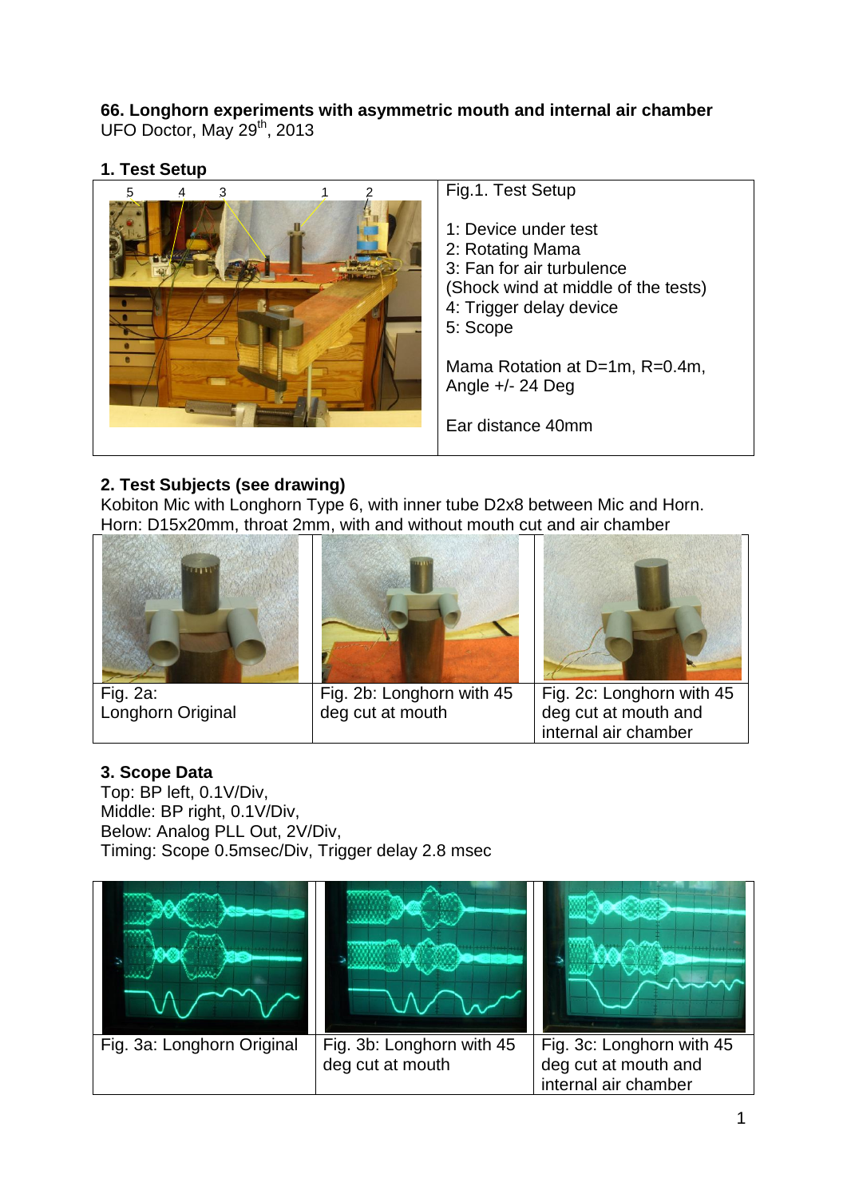**66. Longhorn experiments with asymmetric mouth and internal air chamber**
UFO Doctor, May 29th, 2013

### 1. Test Setup

| | Fig.1. Test Setup |
|---|---|
| | 1: Device under test<br>2: Rotating Mama<br>3: Fan for air turbulence<br>(Shock wind at middle of the tests)<br>4: Trigger delay device<br>5: Scope<br><br>Mama Rotation at D=1m, R=0.4m, Angle +/- 24 Deg<br><br>Ear distance 40mm |

### 2. Test Subjects (see drawing)

Kobiton Mic with Longhorn Type 6, with inner tube D2x8 between Mic and Horn.
Horn: D15x20mm, throat 2mm, with and without mouth cut and air chamber

| Fig. 2a: Longhorn Original | Fig. 2b: Longhorn with 45 deg cut at mouth | Fig. 2c: Longhorn with 45 deg cut at mouth and internal air chamber |
|---|---|---|

### 3. Scope Data

Top: BP left, 0.1V/Div,
Middle: BP right, 0.1V/Div,
Below: Analog PLL Out, 2V/Div,
Timing: Scope 0.5msec/Div, Trigger delay 2.8 msec

| Fig. 3a: Longhorn Original | Fig. 3b: Longhorn with 45 deg cut at mouth | Fig. 3c: Longhorn with 45 deg cut at mouth and internal air chamber |
|---|---|---|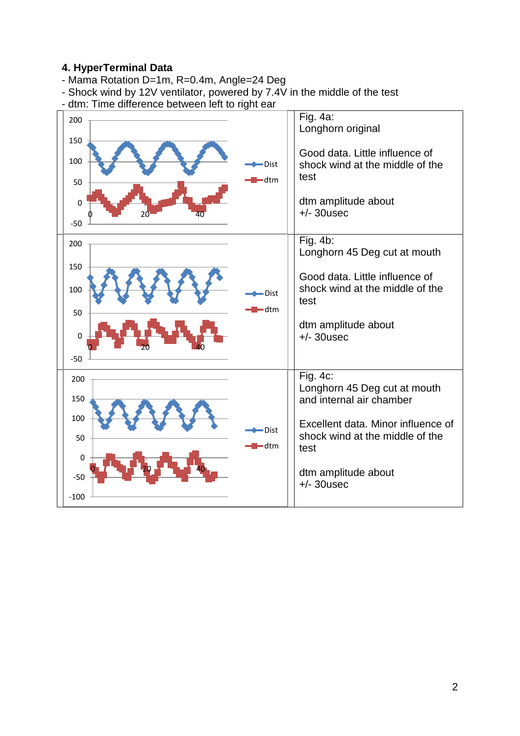**4. HyperTerminal Data**

- Mama Rotation D=1m, R=0.4m, Angle=24 Deg
- Shock wind by 12V ventilator, powered by 7.4V in the middle of the test
- dtm: Time difference between left to right ear

| | |
|---|---|
| | Fig. 4a:<br>Longhorn original<br><br>Good data. Little influence of shock wind at the middle of the test<br><br>dtm amplitude about +/- 30usec |
| | Fig. 4b:<br>Longhorn 45 Deg cut at mouth<br><br>Good data. Little influence of shock wind at the middle of the test<br><br>dtm amplitude about +/- 30usec |
| | Fig. 4c:<br>Longhorn 45 Deg cut at mouth and internal air chamber<br><br>Excellent data. Minor influence of shock wind at the middle of the test<br><br>dtm amplitude about +/- 30usec |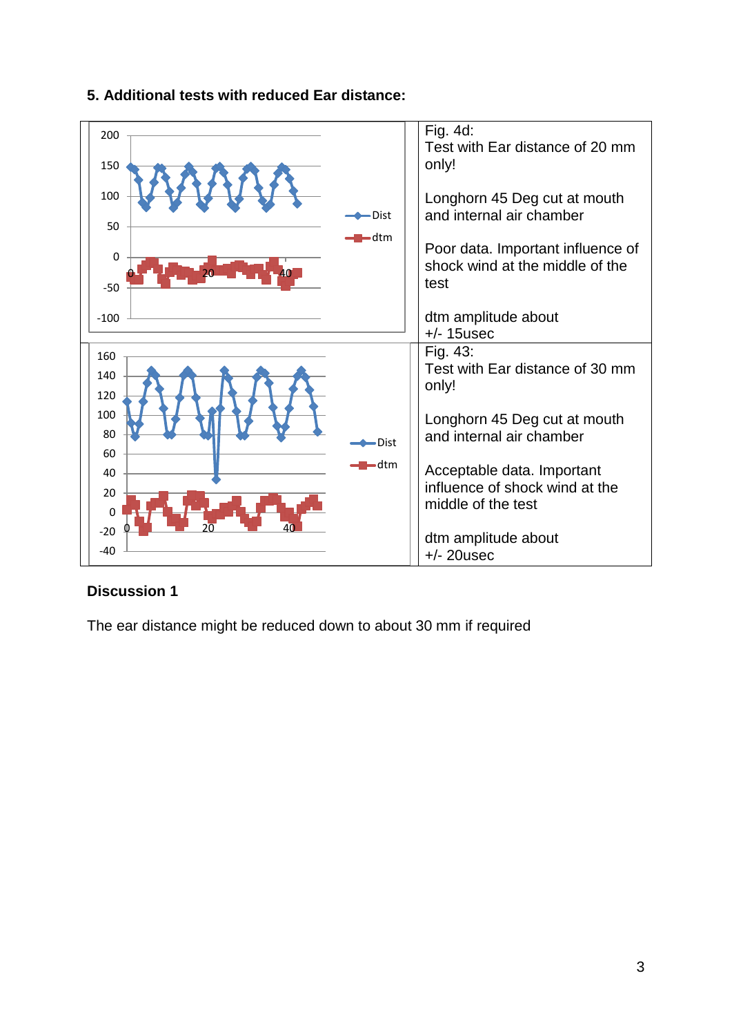## 5. Additional tests with reduced Ear distance:

| | |
|---|---|
| | Fig. 4d:<br>Test with Ear distance of 20 mm only!<br><br>Longhorn 45 Deg cut at mouth and internal air chamber<br><br>Poor data. Important influence of shock wind at the middle of the test<br><br>dtm amplitude about +/- 15usec |
| | Fig. 43:<br>Test with Ear distance of 30 mm only!<br><br>Longhorn 45 Deg cut at mouth and internal air chamber<br><br>Acceptable data. Important influence of shock wind at the middle of the test<br><br>dtm amplitude about +/- 20usec |

### Discussion 1

The ear distance might be reduced down to about 30 mm if required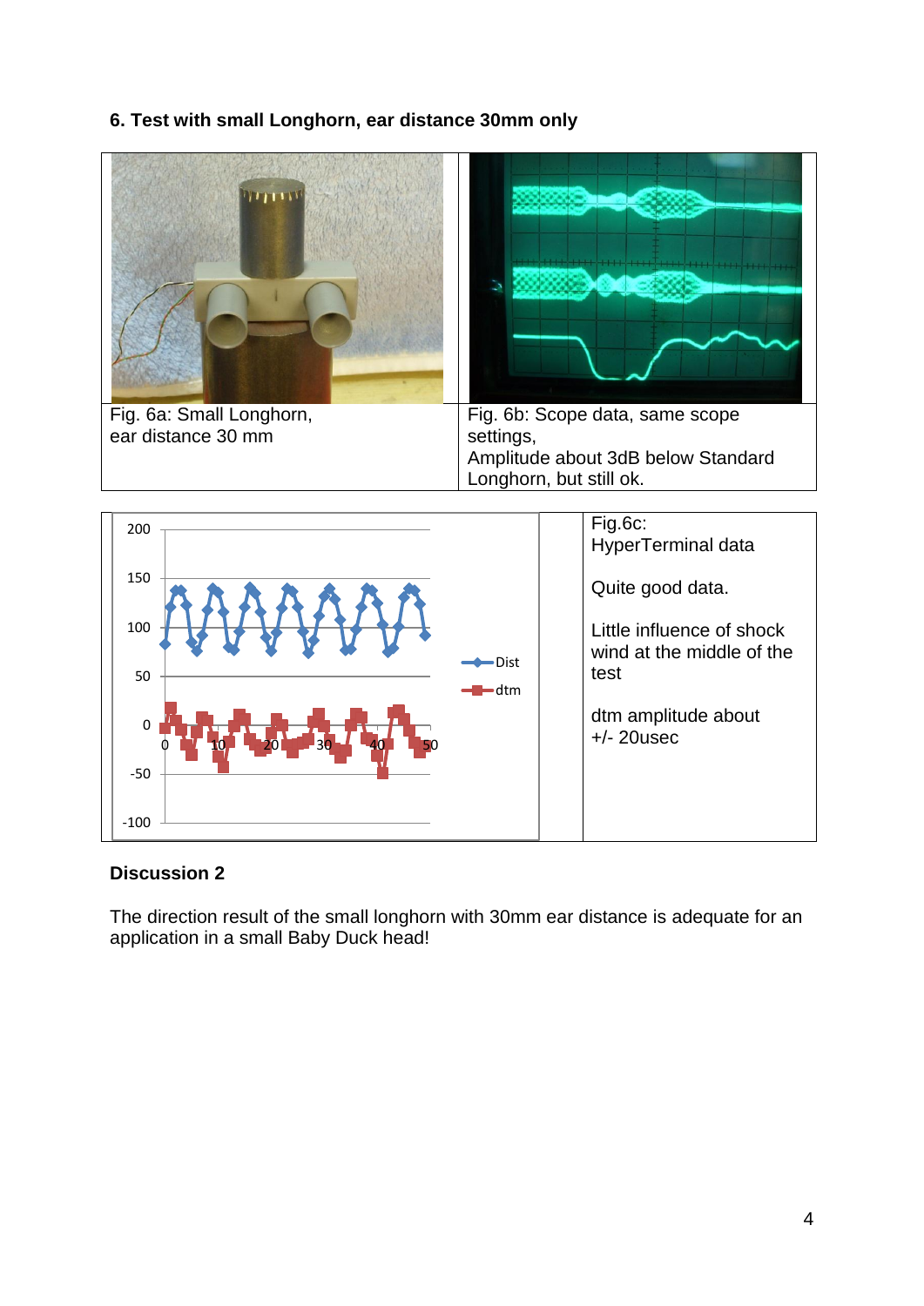### 6. Test with small Longhorn, ear distance 30mm only

| Fig. 6a: Small Longhorn, ear distance 30 mm | Fig. 6b: Scope data, same scope settings, Amplitude about 3dB below Standard Longhorn, but still ok. |
|---|---|

Fig.6c:
HyperTerminal data

Quite good data.

Little influence of shock wind at the middle of the test

dtm amplitude about +/- 20usec

### Discussion 2

The direction result of the small longhorn with 30mm ear distance is adequate for an application in a small Baby Duck head!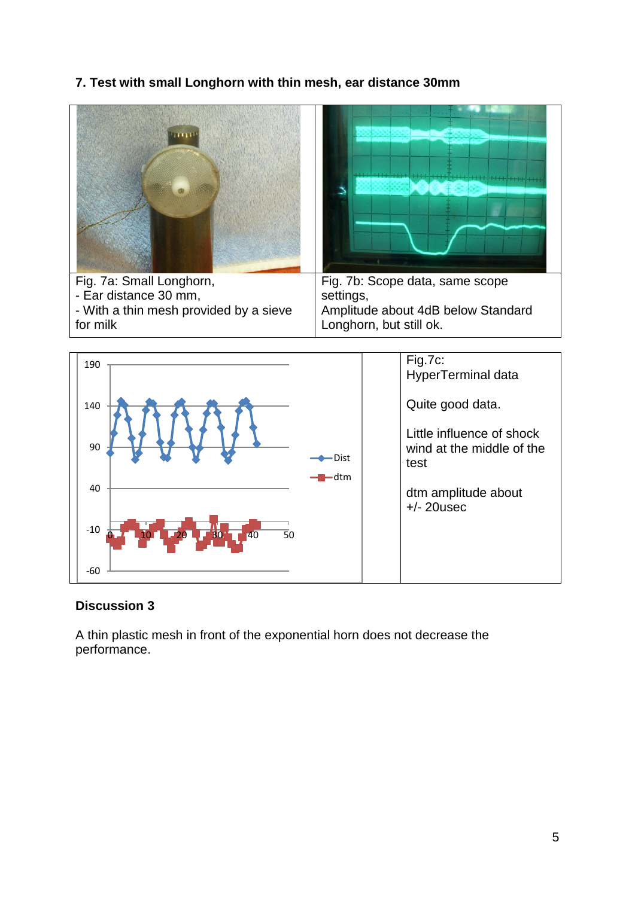**7. Test with small Longhorn with thin mesh, ear distance 30mm**

| Fig. 7a: Small Longhorn,<br>- Ear distance 30 mm,<br>- With a thin mesh provided by a sieve for milk | Fig. 7b: Scope data, same scope settings,<br>Amplitude about 4dB below Standard Longhorn, but still ok. |
|---|---|

Fig.7c:
HyperTerminal data

Quite good data.

Little influence of shock wind at the middle of the test

dtm amplitude about +/- 20usec

## Discussion 3

A thin plastic mesh in front of the exponential horn does not decrease the performance.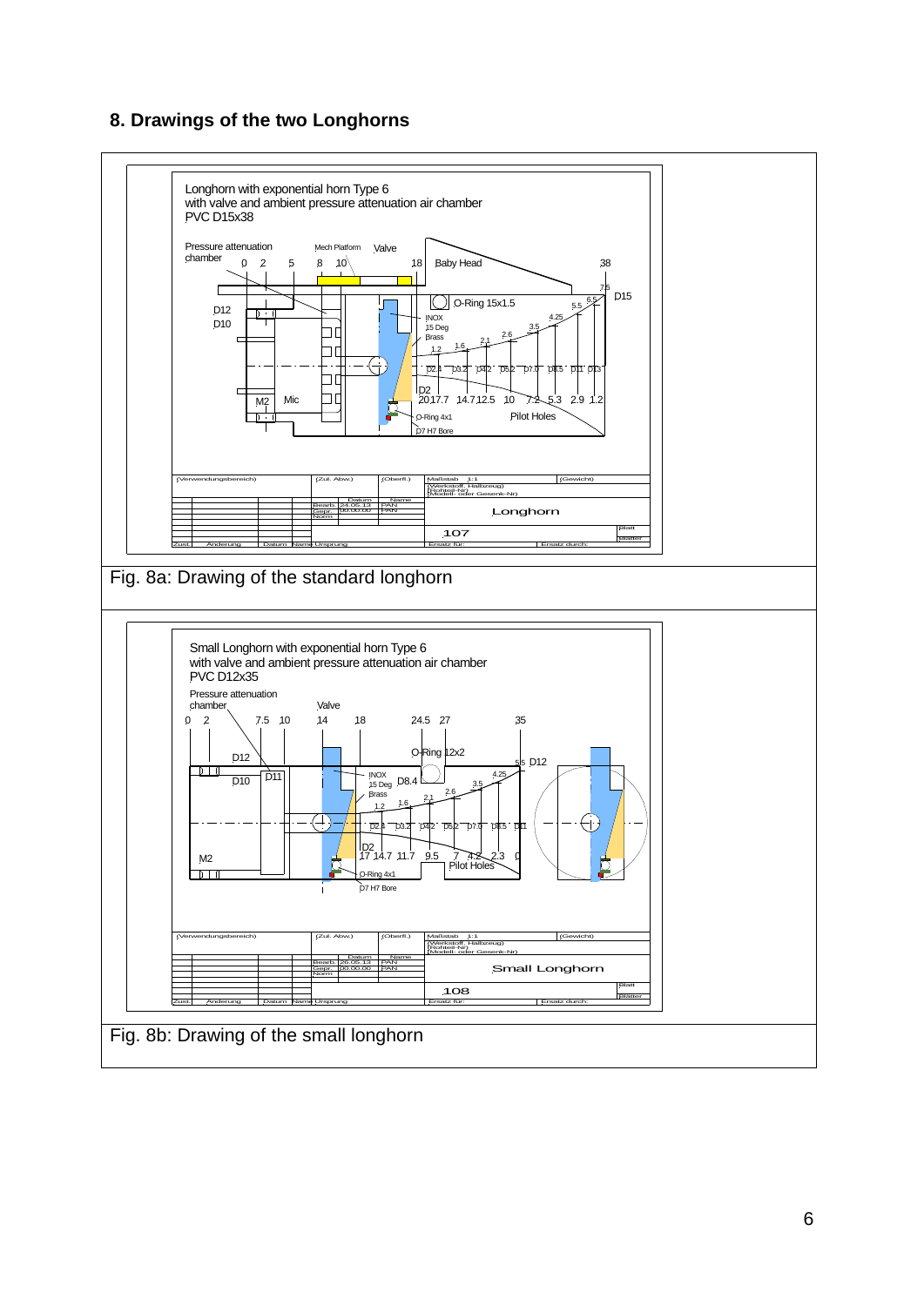## 8. Drawings of the two Longhorns

Longhorn with exponential horn Type 6
with valve and ambient pressure attenuation air chamber
PVC D15x38

Pressure attenuation chamber
Mech Platform
Valve
0 2 5 8 10 18
Baby Head
38
7.5
D15
6.5
5.5
O-Ring 15x1.5
D12
D10
INOX
15 Deg
Brass
4.25
3.5
2.6
2.1
1.6
1.2
D2.4 D3.2 D4.2 D5.2 D7.0 D8.5 D11 D13
D2
20 17.7 14.7 12.5 10 7.2 5.3 2.9 1.2
M2
Mic
O-Ring 4x1
Pilot Holes
D7 H7 Bore

(Verwendungsbereich) (Zul. Abw.) (Oberfl.) Maßstab 1:1 (Gewicht)
(Werkstoff, Halbzeug)
(Rohteil-Nr)
(Modell- oder Gesenk-Nr)
Datum Name
Bearb. 24.05.13 PAN
Gepr. 00.00.00 PAN
Norm
Longhorn
107
Blatt
Blätter
Zust. Änderung Datum Name Ursprung Ersatz für: Ersatz durch:

Fig. 8a: Drawing of the standard longhorn

Small Longhorn with exponential horn Type 6
with valve and ambient pressure attenuation air chamber
PVC D12x35

Pressure attenuation chamber
Valve
0 2 7.5 10 14 18 24.5 27 35
O-Ring 12x2
5.5 D12
D12
D10
D11
INOX
15 Deg
Brass
D8.4
4.25
3.5
2.6
2.1
1.6
1.2
D2.4 D3.2 D4.2 D5.2 D7.0 D8.5 D11
D2
17 14.7 11.7 9.5 7 4.2 2.3 0
Pilot Holes
M2
O-Ring 4x1
D7 H7 Bore

(Verwendungsbereich) (Zul. Abw.) (Oberfl.) Maßstab 1:1 (Gewicht)
(Werkstoff, Halbzeug)
(Rohteil-Nr)
(Modell- oder Gesenk-Nr)
Datum Name
Bearb. 26.05.13 PAN
Gepr. 00.00.00 PAN
Norm
Small Longhorn
108
Blatt
Blätter
Zust. Änderung Datum Name Ursprung Ersatz für: Ersatz durch:

Fig. 8b: Drawing of the small longhorn